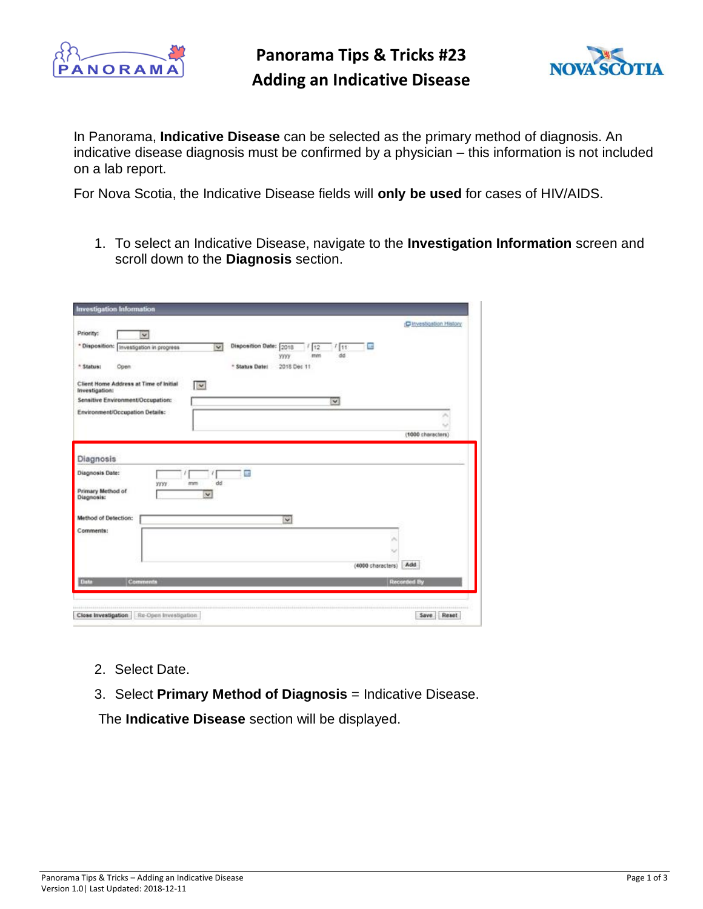# Panorama Tips & Tricks #23
# Adding an Indicative Disease

In Panorama, **Indicative Disease** can be selected as the primary method of diagnosis. An indicative disease diagnosis must be confirmed by a physician – this information is not included on a lab report.

For Nova Scotia, the Indicative Disease fields will **only be used** for cases of HIV/AIDS.

1. To select an Indicative Disease, navigate to the **Investigation Information** screen and scroll down to the **Diagnosis** section.

2. Select Date.
3. Select **Primary Method of Diagnosis** = Indicative Disease.

The **Indicative Disease** section will be displayed.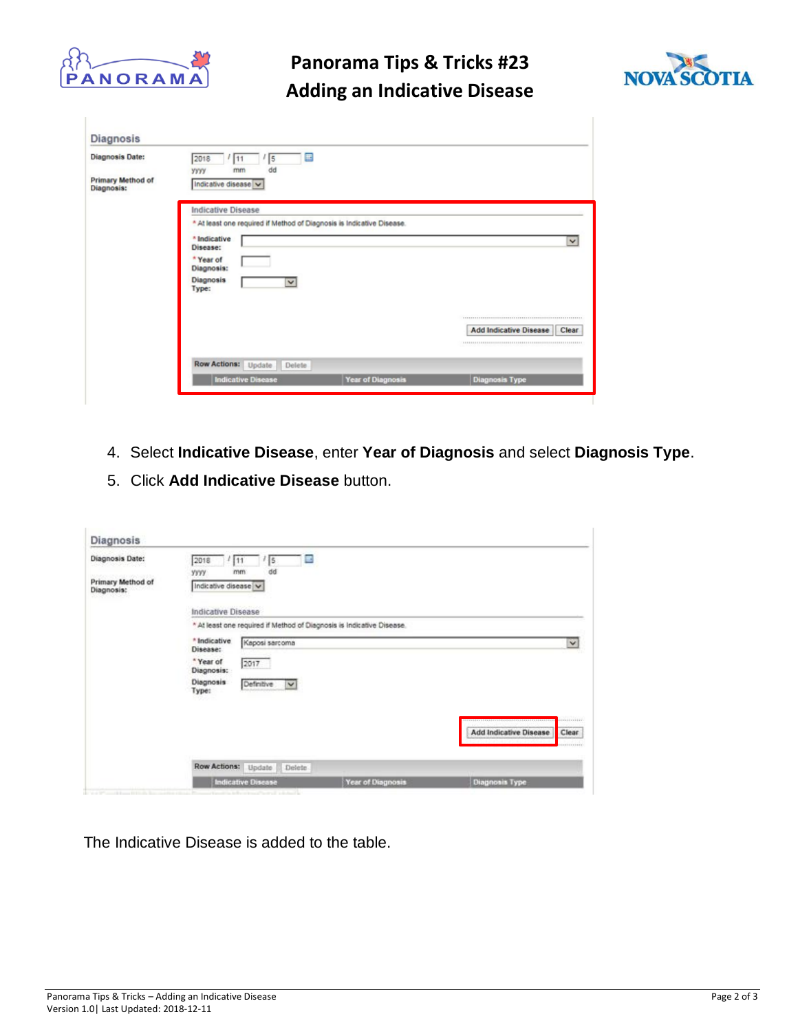4. Select **Indicative Disease**, enter **Year of Diagnosis** and select **Diagnosis Type**.
5. Click **Add Indicative Disease** button.

The Indicative Disease is added to the table.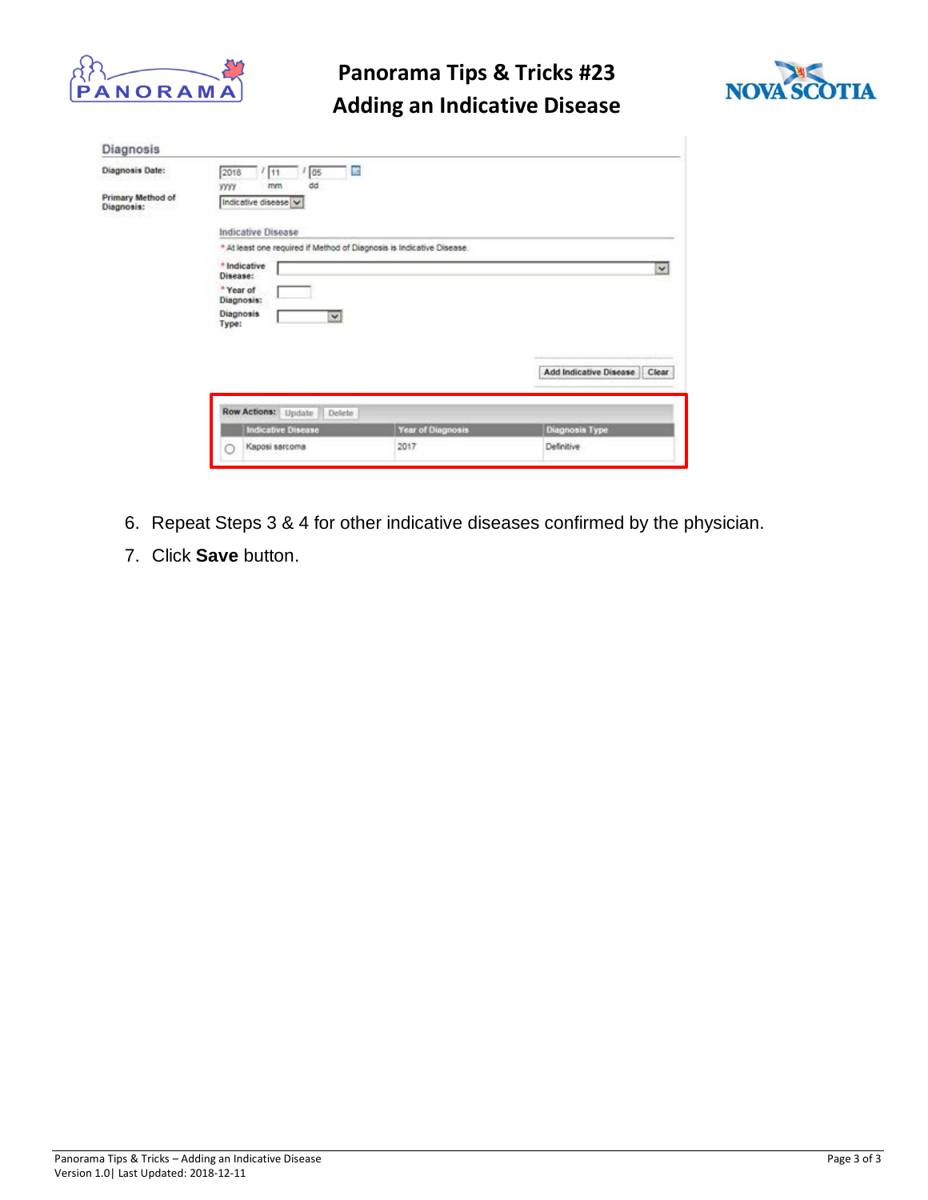Diagnosis

Diagnosis Date: 2018 / 11 / 05
yyyy mm dd

Primary Method of Diagnosis: Indicative disease

Indicative Disease

* At least one required if Method of Diagnosis is Indicative Disease.

* Indicative Disease:

* Year of Diagnosis:

Diagnosis Type:

Add Indicative Disease | Clear

Row Actions: Update | Delete

| | Indicative Disease | Year of Diagnosis | Diagnosis Type |
|---|---|---|---|
| ○ | Kaposi sarcoma | 2017 | Definitive |

6. Repeat Steps 3 & 4 for other indicative diseases confirmed by the physician.
7. Click **Save** button.